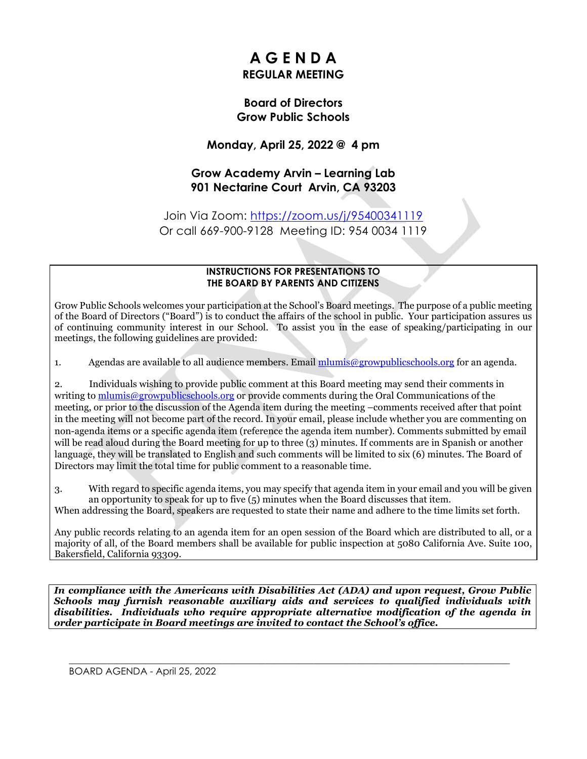# A G E N D A

## REGULAR MEETING

### Board of Directors
### Grow Public Schools

**Monday, April 25, 2022 @ 4 pm**

**Grow Academy Arvin – Learning Lab**
**901 Nectarine Court Arvin, CA 93203**

Join Via Zoom: https://zoom.us/j/95400341119
Or call 669-900-9128 Meeting ID: 954 0034 1119

**INSTRUCTIONS FOR PRESENTATIONS TO THE BOARD BY PARENTS AND CITIZENS**

Grow Public Schools welcomes your participation at the School's Board meetings. The purpose of a public meeting of the Board of Directors ("Board") is to conduct the affairs of the school in public. Your participation assures us of continuing community interest in our School. To assist you in the ease of speaking/participating in our meetings, the following guidelines are provided:

1. Agendas are available to all audience members. Email mlumis@growpublicschools.org for an agenda.

2. Individuals wishing to provide public comment at this Board meeting may send their comments in writing to mlumis@growpublicschools.org or provide comments during the Oral Communications of the meeting, or prior to the discussion of the Agenda item during the meeting –comments received after that point in the meeting will not become part of the record. In your email, please include whether you are commenting on non-agenda items or a specific agenda item (reference the agenda item number). Comments submitted by email will be read aloud during the Board meeting for up to three (3) minutes. If comments are in Spanish or another language, they will be translated to English and such comments will be limited to six (6) minutes. The Board of Directors may limit the total time for public comment to a reasonable time.

3. With regard to specific agenda items, you may specify that agenda item in your email and you will be given an opportunity to speak for up to five (5) minutes when the Board discusses that item.

When addressing the Board, speakers are requested to state their name and adhere to the time limits set forth.

Any public records relating to an agenda item for an open session of the Board which are distributed to all, or a majority of all, of the Board members shall be available for public inspection at 5080 California Ave. Suite 100, Bakersfield, California 93309.

***In compliance with the Americans with Disabilities Act (ADA) and upon request, Grow Public Schools may furnish reasonable auxiliary aids and services to qualified individuals with disabilities. Individuals who require appropriate alternative modification of the agenda in order participate in Board meetings are invited to contact the School's office.***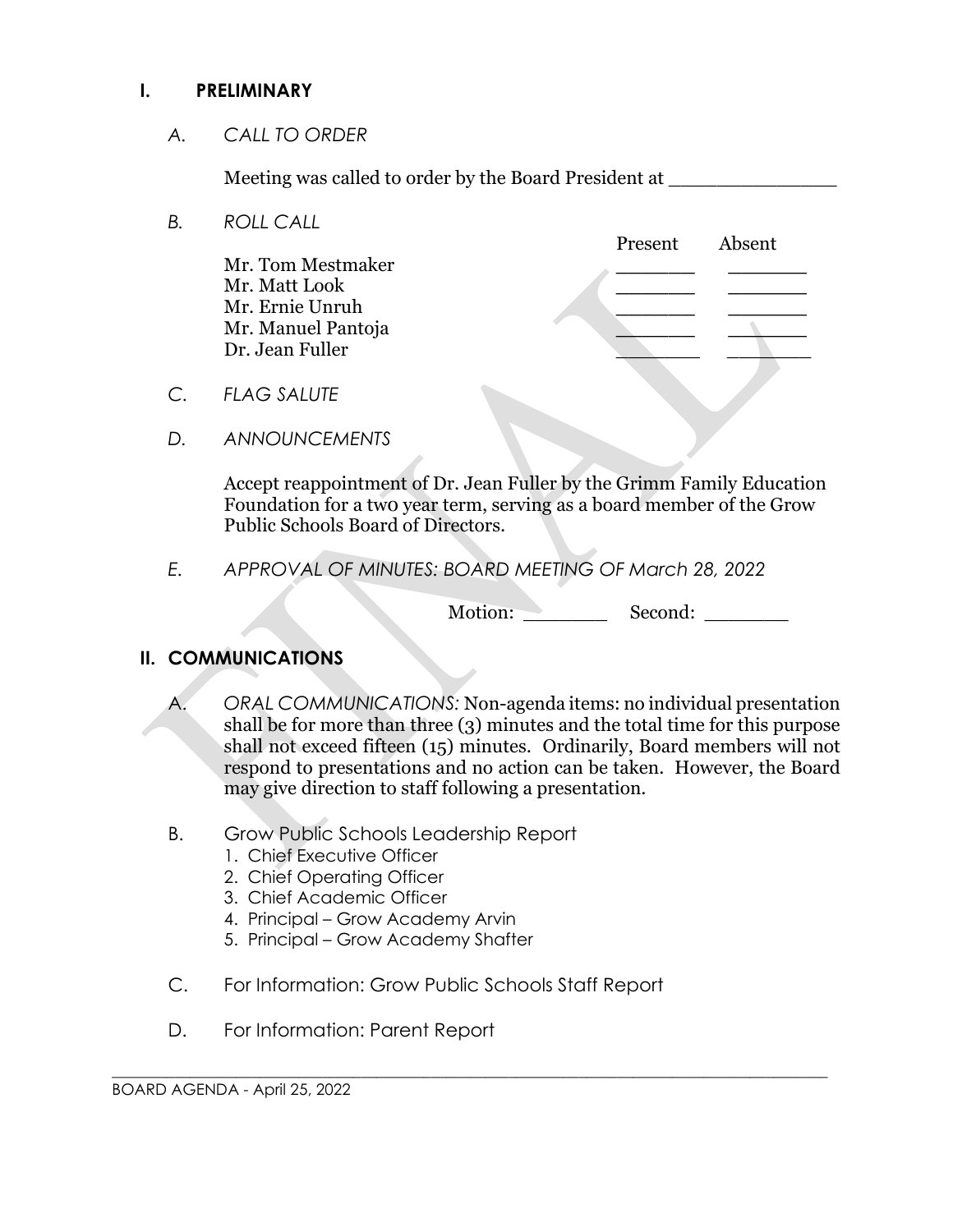## I. PRELIMINARY

*A. CALL TO ORDER*

Meeting was called to order by the Board President at _______________

*B. ROLL CALL*

| | Present | Absent |
|---|---|---|
| Mr. Tom Mestmaker | _______ | _______ |
| Mr. Matt Look | _______ | _______ |
| Mr. Ernie Unruh | _______ | _______ |
| Mr. Manuel Pantoja | _______ | _______ |
| Dr. Jean Fuller | _______ | _______ |

*C. FLAG SALUTE*

*D. ANNOUNCEMENTS*

Accept reappointment of Dr. Jean Fuller by the Grimm Family Education Foundation for a two year term, serving as a board member of the Grow Public Schools Board of Directors.

*E. APPROVAL OF MINUTES: BOARD MEETING OF March 28, 2022*

Motion: _______ Second: _______

## II. COMMUNICATIONS

A. *ORAL COMMUNICATIONS:* Non-agenda items: no individual presentation shall be for more than three (3) minutes and the total time for this purpose shall not exceed fifteen (15) minutes. Ordinarily, Board members will not respond to presentations and no action can be taken. However, the Board may give direction to staff following a presentation.

B. Grow Public Schools Leadership Report
   1. Chief Executive Officer
   2. Chief Operating Officer
   3. Chief Academic Officer
   4. Principal – Grow Academy Arvin
   5. Principal – Grow Academy Shafter

C. For Information: Grow Public Schools Staff Report

D. For Information: Parent Report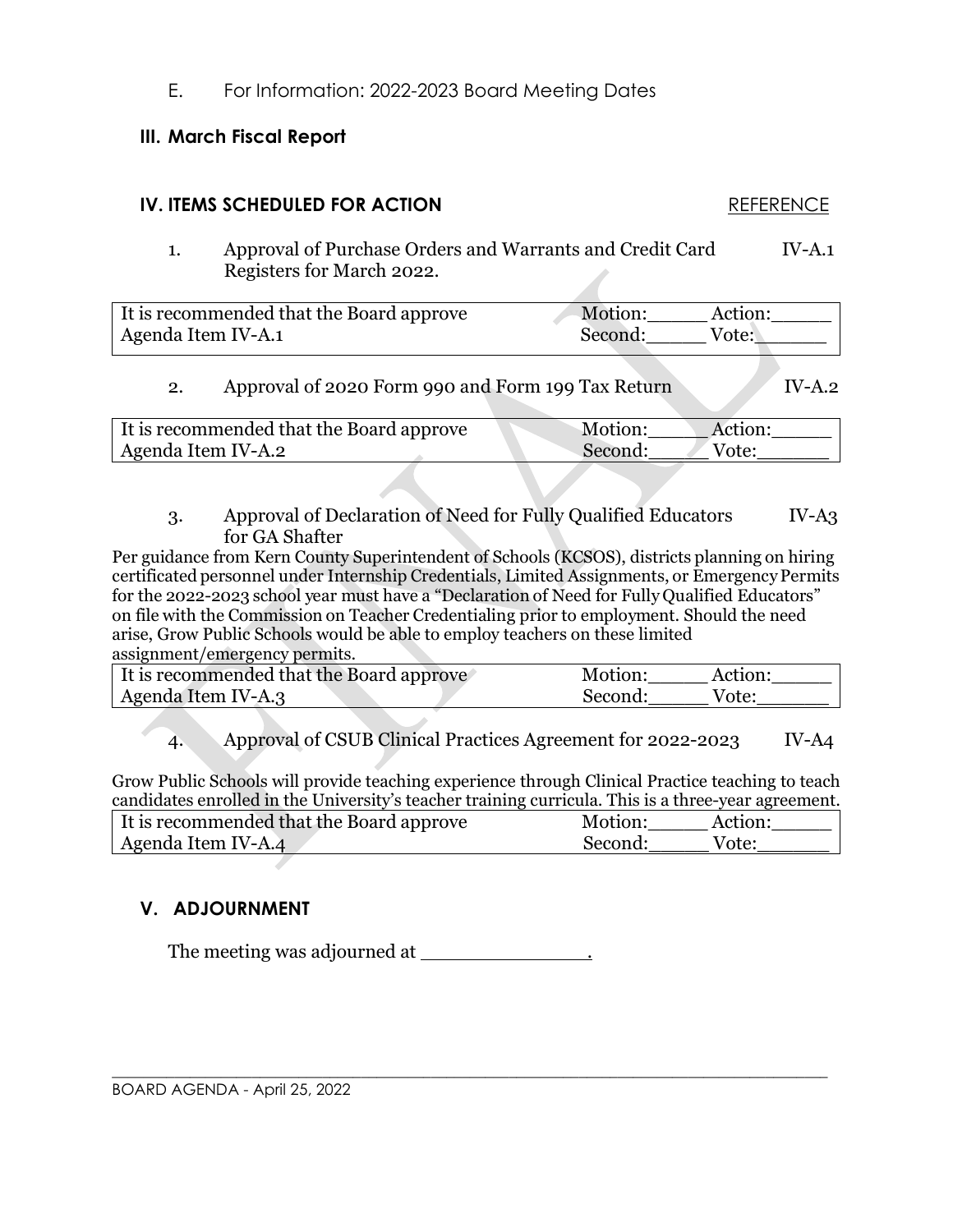E. For Information: 2022-2023 Board Meeting Dates

### III. March Fiscal Report

### IV. ITEMS SCHEDULED FOR ACTION

REFERENCE

1. Approval of Purchase Orders and Warrants and Credit Card Registers for March 2022. IV-A.1

| | |
|---|---|
| It is recommended that the Board approve Agenda Item IV-A.1 | Motion:_____ Action:_____ Second:_____ Vote:______ |

2. Approval of 2020 Form 990 and Form 199 Tax Return IV-A.2

| | |
|---|---|
| It is recommended that the Board approve Agenda Item IV-A.2 | Motion:_____ Action:_____ Second:_____ Vote:______ |

3. Approval of Declaration of Need for Fully Qualified Educators for GA Shafter IV-A3

Per guidance from Kern County Superintendent of Schools (KCSOS), districts planning on hiring certificated personnel under Internship Credentials, Limited Assignments, or Emergency Permits for the 2022-2023 school year must have a "Declaration of Need for Fully Qualified Educators" on file with the Commission on Teacher Credentialing prior to employment. Should the need arise, Grow Public Schools would be able to employ teachers on these limited assignment/emergency permits.

| | |
|---|---|
| It is recommended that the Board approve Agenda Item IV-A.3 | Motion:_____ Action:_____ Second:_____ Vote:______ |

4. Approval of CSUB Clinical Practices Agreement for 2022-2023 IV-A4

Grow Public Schools will provide teaching experience through Clinical Practice teaching to teach candidates enrolled in the University's teacher training curricula. This is a three-year agreement.

| | |
|---|---|
| It is recommended that the Board approve Agenda Item IV-A.4 | Motion:_____ Action:_____ Second:_____ Vote:______ |

### V. ADJOURNMENT

The meeting was adjourned at _______________.